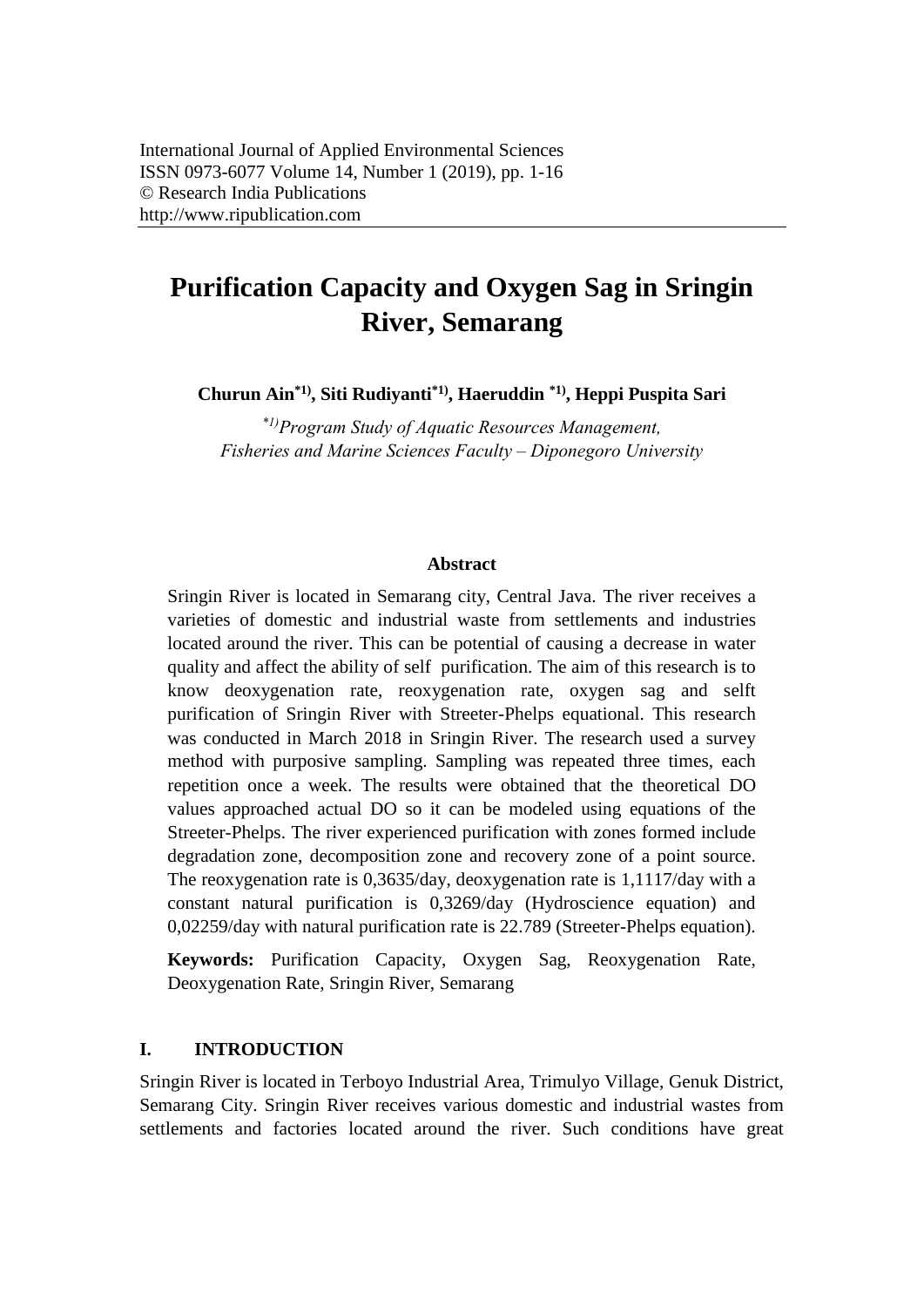# Purification Capacity and Oxygen Sag in Sringin River, Semarang

**Churun Ain[*1)], Siti Rudiyanti[*1)], Haeruddin [*1)], Heppi Puspita Sari**

*[*1)] Program Study of Aquatic Resources Management, Fisheries and Marine Sciences Faculty – Diponegoro University*

### Abstract

Sringin River is located in Semarang city, Central Java. The river receives a varieties of domestic and industrial waste from settlements and industries located around the river. This can be potential of causing a decrease in water quality and affect the ability of self purification. The aim of this research is to know deoxygenation rate, reoxygenation rate, oxygen sag and selft purification of Sringin River with Streeter-Phelps equational. This research was conducted in March 2018 in Sringin River. The research used a survey method with purposive sampling. Sampling was repeated three times, each repetition once a week. The results were obtained that the theoretical DO values approached actual DO so it can be modeled using equations of the Streeter-Phelps. The river experienced purification with zones formed include degradation zone, decomposition zone and recovery zone of a point source. The reoxygenation rate is 0,3635/day, deoxygenation rate is 1,1117/day with a constant natural purification is 0,3269/day (Hydroscience equation) and 0,02259/day with natural purification rate is 22.789 (Streeter-Phelps equation).

**Keywords:** Purification Capacity, Oxygen Sag, Reoxygenation Rate, Deoxygenation Rate, Sringin River, Semarang

## I. INTRODUCTION

Sringin River is located in Terboyo Industrial Area, Trimulyo Village, Genuk District, Semarang City. Sringin River receives various domestic and industrial wastes from settlements and factories located around the river. Such conditions have great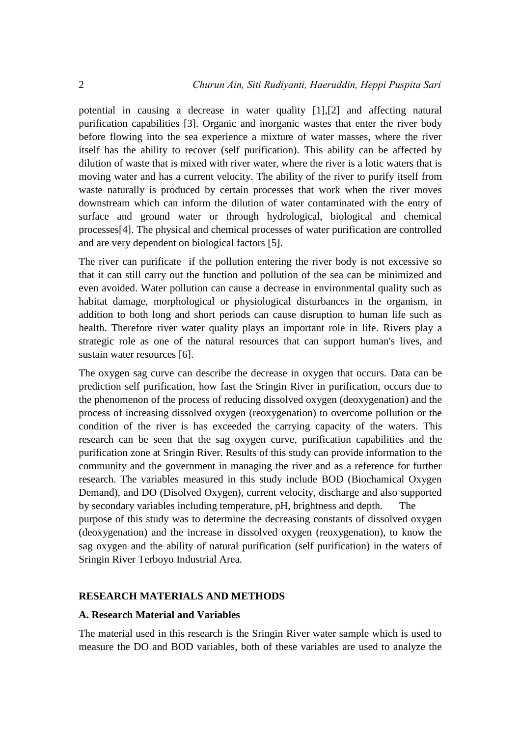potential in causing a decrease in water quality [1],[2] and affecting natural purification capabilities [3]. Organic and inorganic wastes that enter the river body before flowing into the sea experience a mixture of water masses, where the river itself has the ability to recover (self purification). This ability can be affected by dilution of waste that is mixed with river water, where the river is a lotic waters that is moving water and has a current velocity. The ability of the river to purify itself from waste naturally is produced by certain processes that work when the river moves downstream which can inform the dilution of water contaminated with the entry of surface and ground water or through hydrological, biological and chemical processes[4]. The physical and chemical processes of water purification are controlled and are very dependent on biological factors [5].

The river can purificate if the pollution entering the river body is not excessive so that it can still carry out the function and pollution of the sea can be minimized and even avoided. Water pollution can cause a decrease in environmental quality such as habitat damage, morphological or physiological disturbances in the organism, in addition to both long and short periods can cause disruption to human life such as health. Therefore river water quality plays an important role in life. Rivers play a strategic role as one of the natural resources that can support human's lives, and sustain water resources [6].

The oxygen sag curve can describe the decrease in oxygen that occurs. Data can be prediction self purification, how fast the Sringin River in purification, occurs due to the phenomenon of the process of reducing dissolved oxygen (deoxygenation) and the process of increasing dissolved oxygen (reoxygenation) to overcome pollution or the condition of the river is has exceeded the carrying capacity of the waters. This research can be seen that the sag oxygen curve, purification capabilities and the purification zone at Sringin River. Results of this study can provide information to the community and the government in managing the river and as a reference for further research. The variables measured in this study include BOD (Biochamical Oxygen Demand), and DO (Disolved Oxygen), current velocity, discharge and also supported by secondary variables including temperature, pH, brightness and depth. The purpose of this study was to determine the decreasing constants of dissolved oxygen (deoxygenation) and the increase in dissolved oxygen (reoxygenation), to know the sag oxygen and the ability of natural purification (self purification) in the waters of Sringin River Terboyo Industrial Area.

## RESEARCH MATERIALS AND METHODS

### A. Research Material and Variables

The material used in this research is the Sringin River water sample which is used to measure the DO and BOD variables, both of these variables are used to analyze the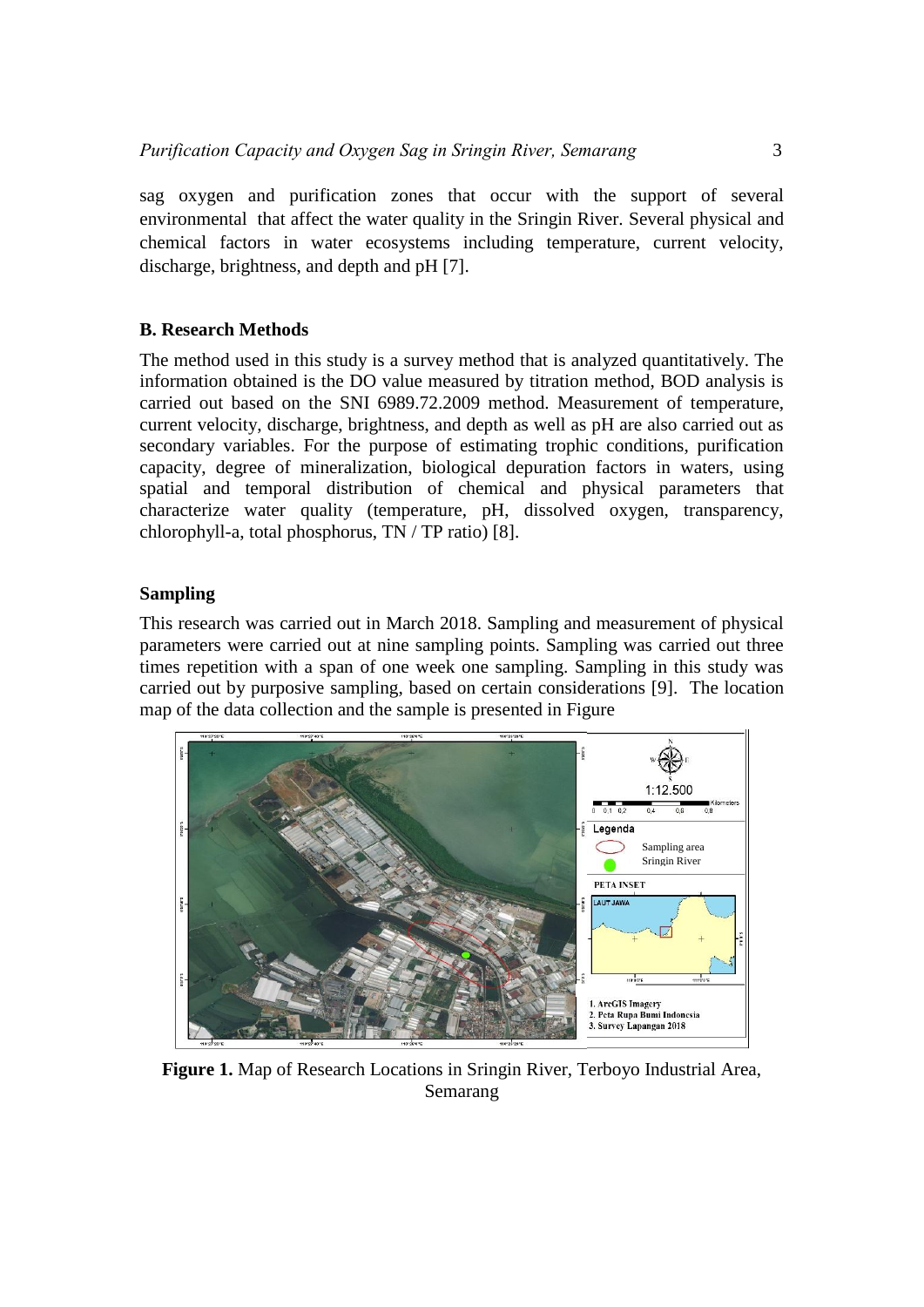sag oxygen and purification zones that occur with the support of several environmental that affect the water quality in the Sringin River. Several physical and chemical factors in water ecosystems including temperature, current velocity, discharge, brightness, and depth and pH [7].

## B. Research Methods

The method used in this study is a survey method that is analyzed quantitatively. The information obtained is the DO value measured by titration method, BOD analysis is carried out based on the SNI 6989.72.2009 method. Measurement of temperature, current velocity, discharge, brightness, and depth as well as pH are also carried out as secondary variables. For the purpose of estimating trophic conditions, purification capacity, degree of mineralization, biological depuration factors in waters, using spatial and temporal distribution of chemical and physical parameters that characterize water quality (temperature, pH, dissolved oxygen, transparency, chlorophyll-a, total phosphorus, TN / TP ratio) [8].

### Sampling

This research was carried out in March 2018. Sampling and measurement of physical parameters were carried out at nine sampling points. Sampling was carried out three times repetition with a span of one week one sampling. Sampling in this study was carried out by purposive sampling, based on certain considerations [9]. The location map of the data collection and the sample is presented in Figure

**Figure 1.** Map of Research Locations in Sringin River, Terboyo Industrial Area, Semarang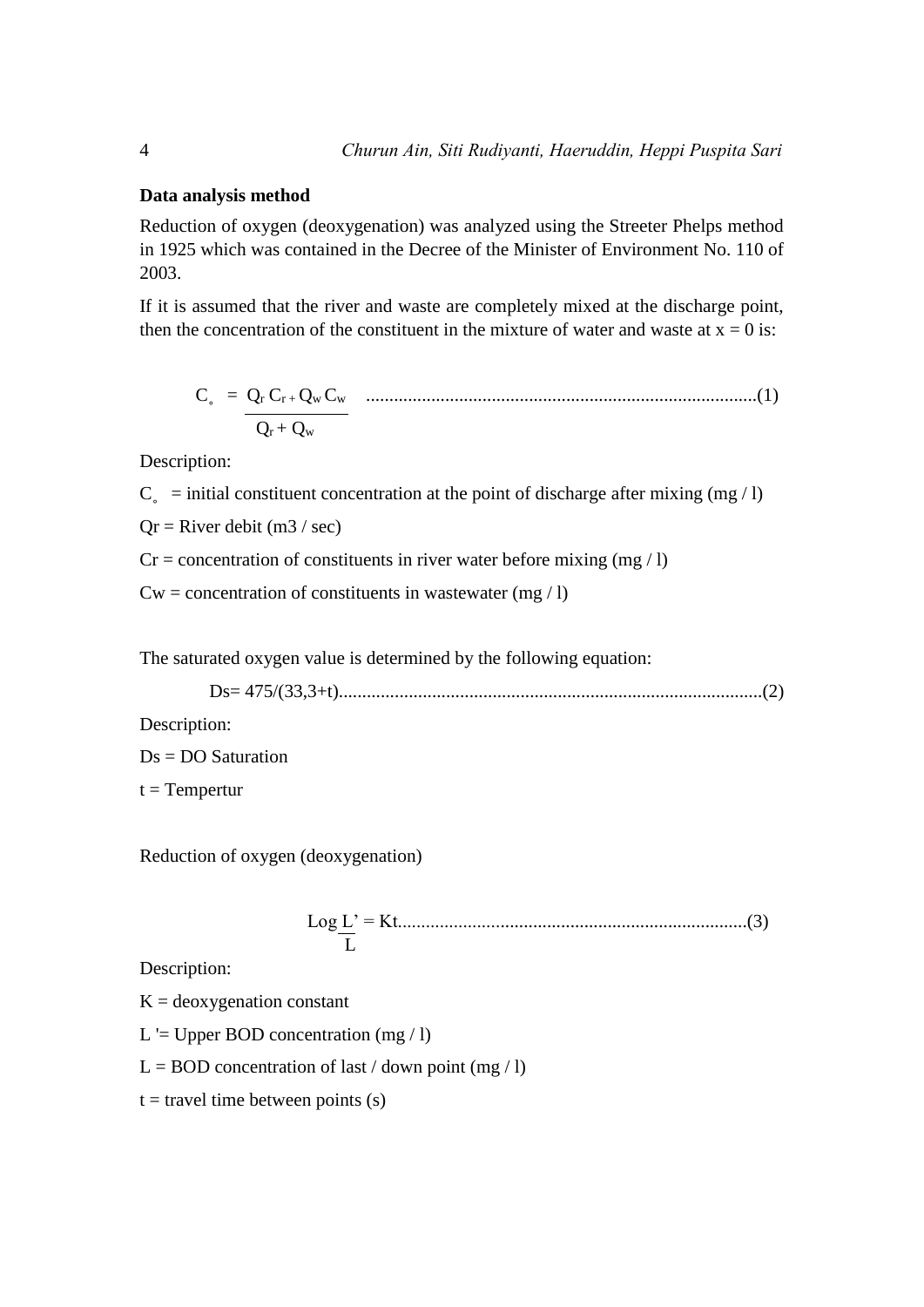**Data analysis method**

Reduction of oxygen (deoxygenation) was analyzed using the Streeter Phelps method in 1925 which was contained in the Decree of the Minister of Environment No. 110 of 2003.

If it is assumed that the river and waste are completely mixed at the discharge point, then the concentration of the constituent in the mixture of water and waste at x = 0 is:

$$C_{\circ} = \frac{Q_r C_r + Q_w C_w}{Q_r + Q_w} \quad \text{......(1)}$$

Description:

$C_{\circ}$ = initial constituent concentration at the point of discharge after mixing (mg / l)

Qr = River debit (m3 / sec)

Cr = concentration of constituents in river water before mixing (mg / l)

Cw = concentration of constituents in wastewater (mg / l)

The saturated oxygen value is determined by the following equation:

$$Ds = 475/(33{,}3+t) \quad \text{......(2)}$$

Description:

Ds = DO Saturation

t = Tempertur

Reduction of oxygen (deoxygenation)

$$\text{Log}\,\frac{L'}{L} = Kt \quad \text{......(3)}$$

Description:

K = deoxygenation constant

L '= Upper BOD concentration (mg / l)

L = BOD concentration of last / down point (mg / l)

t = travel time between points (s)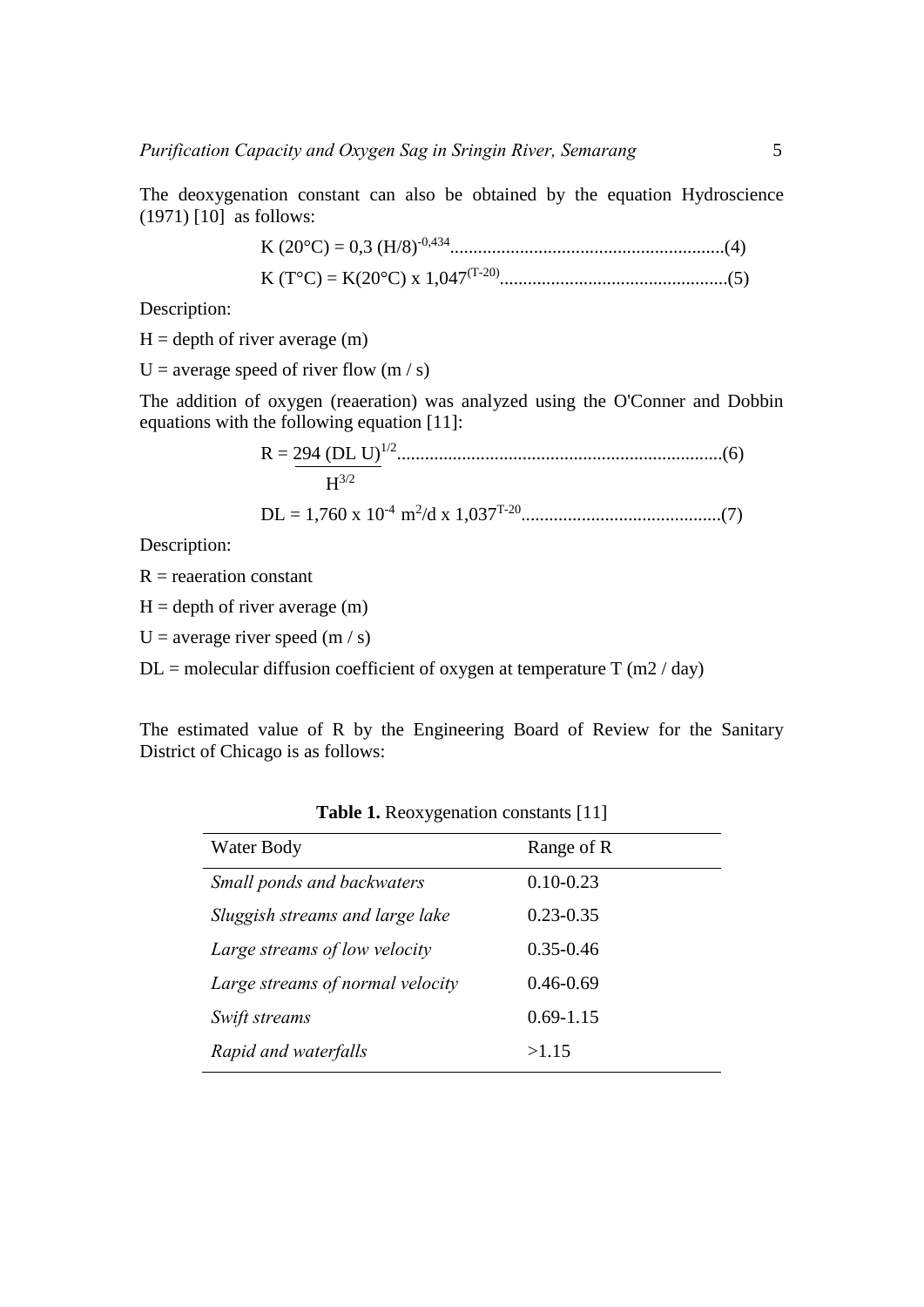The deoxygenation constant can also be obtained by the equation Hydroscience (1971) [10] as follows:

$$K\,(20°C) = 0{,}3\,(H/8)^{-0{,}434} \quad\text{......(4)}$$

$$K\,(T°C) = K(20°C) \times 1{,}047^{(T-20)} \quad\text{......(5)}$$

Description:

H = depth of river average (m)

U = average speed of river flow (m / s)

The addition of oxygen (reaeration) was analyzed using the O'Conner and Dobbin equations with the following equation [11]:

$$R = \frac{294\,(DL\;U)^{1/2}}{H^{3/2}} \quad\text{......(6)}$$

$$DL = 1{,}760 \times 10^{-4}\ m^2/d \times 1{,}037^{T-20} \quad\text{......(7)}$$

Description:

R = reaeration constant

H = depth of river average (m)

U = average river speed (m / s)

DL = molecular diffusion coefficient of oxygen at temperature T (m2 / day)

The estimated value of R by the Engineering Board of Review for the Sanitary District of Chicago is as follows:

**Table 1.** Reoxygenation constants [11]

| Water Body | Range of R |
|---|---|
| *Small ponds and backwaters* | 0.10-0.23 |
| *Sluggish streams and large lake* | 0.23-0.35 |
| *Large streams of low velocity* | 0.35-0.46 |
| *Large streams of normal velocity* | 0.46-0.69 |
| *Swift streams* | 0.69-1.15 |
| *Rapid and waterfalls* | >1.15 |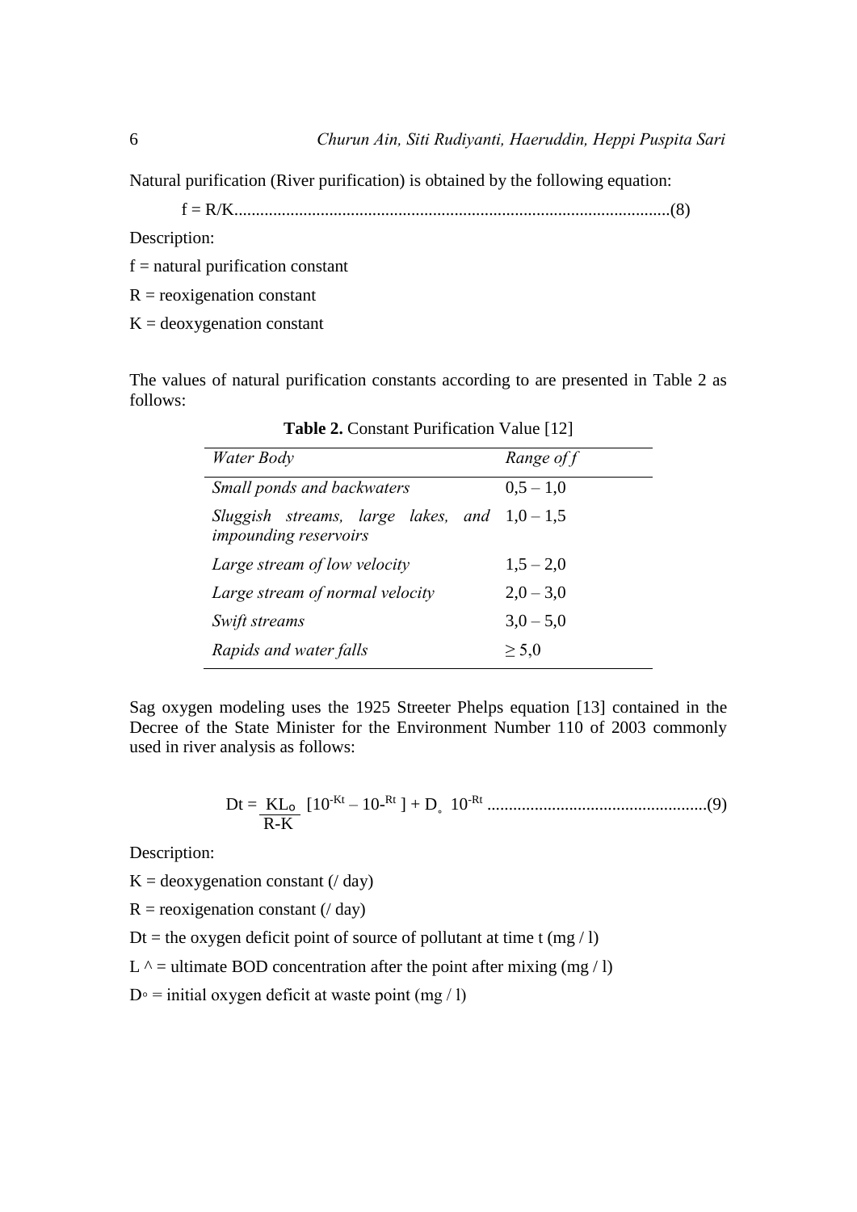Natural purification (River purification) is obtained by the following equation:

$$f = R/K \quad (8)$$

Description:

$f$ = natural purification constant

$R$ = reoxigenation constant

$K$ = deoxygenation constant

The values of natural purification constants according to are presented in Table 2 as follows:

**Table 2.** Constant Purification Value [12]

| *Water Body* | *Range of f* |
|---|---|
| *Small ponds and backwaters* | 0,5 – 1,0 |
| *Sluggish streams, large lakes, and impounding reservoirs* | 1,0 – 1,5 |
| *Large stream of low velocity* | 1,5 – 2,0 |
| *Large stream of normal velocity* | 2,0 – 3,0 |
| *Swift streams* | 3,0 – 5,0 |
| *Rapids and water falls* | ≥ 5,0 |

Sag oxygen modeling uses the 1925 Streeter Phelps equation [13] contained in the Decree of the State Minister for the Environment Number 110 of 2003 commonly used in river analysis as follows:

$$D_t = \frac{KL_o}{R-K}\left[10^{-Kt} - 10^{-Rt}\right] + D_{\circ}\, 10^{-Rt} \quad (9)$$

Description:

$K$ = deoxygenation constant (/ day)

$R$ = reoxigenation constant (/ day)

$D_t$ = the oxygen deficit point of source of pollutant at time t (mg / l)

$L^{\wedge}$ = ultimate BOD concentration after the point after mixing (mg / l)

$D_{\circ}$ = initial oxygen deficit at waste point (mg / l)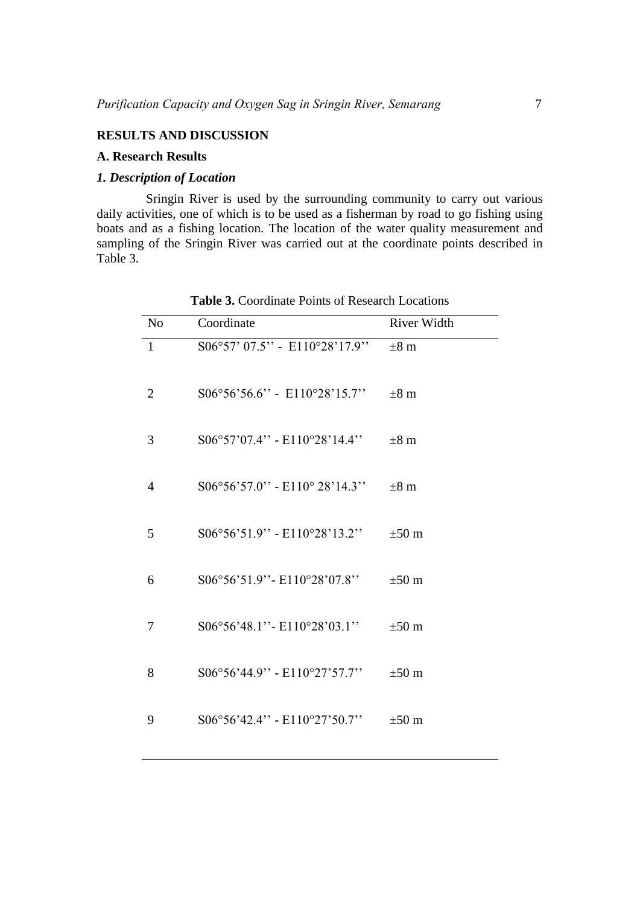## RESULTS AND DISCUSSION

### A. Research Results

#### *1. Description of Location*

Sringin River is used by the surrounding community to carry out various daily activities, one of which is to be used as a fisherman by road to go fishing using boats and as a fishing location. The location of the water quality measurement and sampling of the Sringin River was carried out at the coordinate points described in Table 3.

**Table 3.** Coordinate Points of Research Locations

| No | Coordinate | River Width |
|---|---|---|
| 1 | S06°57' 07.5'' - E110°28'17.9'' | ±8 m |
| 2 | S06°56'56.6'' - E110°28'15.7'' | ±8 m |
| 3 | S06°57'07.4'' - E110°28'14.4'' | ±8 m |
| 4 | S06°56'57.0'' - E110° 28'14.3'' | ±8 m |
| 5 | S06°56'51.9'' - E110°28'13.2'' | ±50 m |
| 6 | S06°56'51.9''- E110°28'07.8'' | ±50 m |
| 7 | S06°56'48.1''- E110°28'03.1'' | ±50 m |
| 8 | S06°56'44.9'' - E110°27'57.7'' | ±50 m |
| 9 | S06°56'42.4'' - E110°27'50.7'' | ±50 m |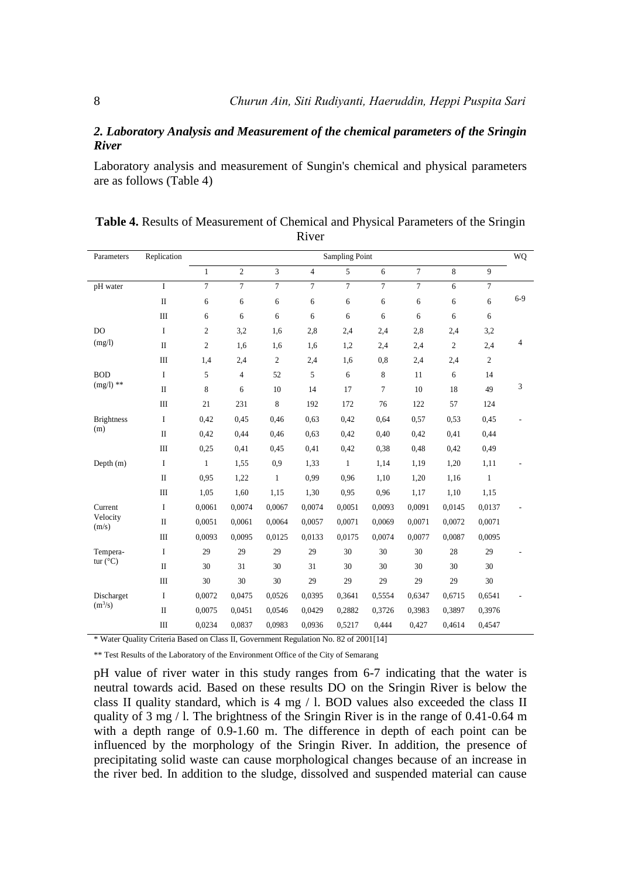### *2. Laboratory Analysis and Measurement of the chemical parameters of the Sringin River*

Laboratory analysis and measurement of Sungin's chemical and physical parameters are as follows (Table 4)

**Table 4.** Results of Measurement of Chemical and Physical Parameters of the Sringin River

| Parameters | Replication | Sampling Point | | | | | | | | | WQ |
|---|---|---|---|---|---|---|---|---|---|---|---|
| | | 1 | 2 | 3 | 4 | 5 | 6 | 7 | 8 | 9 | |
| pH water | I | 7 | 7 | 7 | 7 | 7 | 7 | 7 | 6 | 7 | |
| | II | 6 | 6 | 6 | 6 | 6 | 6 | 6 | 6 | 6 | 6-9 |
| | III | 6 | 6 | 6 | 6 | 6 | 6 | 6 | 6 | 6 | |
| DO (mg/l) | I | 2 | 3,2 | 1,6 | 2,8 | 2,4 | 2,4 | 2,8 | 2,4 | 3,2 | |
| | II | 2 | 1,6 | 1,6 | 1,6 | 1,2 | 2,4 | 2,4 | 2 | 2,4 | 4 |
| | III | 1,4 | 2,4 | 2 | 2,4 | 1,6 | 0,8 | 2,4 | 2,4 | 2 | |
| BOD (mg/l) ** | I | 5 | 4 | 52 | 5 | 6 | 8 | 11 | 6 | 14 | |
| | II | 8 | 6 | 10 | 14 | 17 | 7 | 10 | 18 | 49 | 3 |
| | III | 21 | 231 | 8 | 192 | 172 | 76 | 122 | 57 | 124 | |
| Brightness (m) | I | 0,42 | 0,45 | 0,46 | 0,63 | 0,42 | 0,64 | 0,57 | 0,53 | 0,45 | - |
| | II | 0,42 | 0,44 | 0,46 | 0,63 | 0,42 | 0,40 | 0,42 | 0,41 | 0,44 | |
| | III | 0,25 | 0,41 | 0,45 | 0,41 | 0,42 | 0,38 | 0,48 | 0,42 | 0,49 | |
| Depth (m) | I | 1 | 1,55 | 0,9 | 1,33 | 1 | 1,14 | 1,19 | 1,20 | 1,11 | - |
| | II | 0,95 | 1,22 | 1 | 0,99 | 0,96 | 1,10 | 1,20 | 1,16 | 1 | |
| | III | 1,05 | 1,60 | 1,15 | 1,30 | 0,95 | 0,96 | 1,17 | 1,10 | 1,15 | |
| Current Velocity (m/s) | I | 0,0061 | 0,0074 | 0,0067 | 0,0074 | 0,0051 | 0,0093 | 0,0091 | 0,0145 | 0,0137 | - |
| | II | 0,0051 | 0,0061 | 0,0064 | 0,0057 | 0,0071 | 0,0069 | 0,0071 | 0,0072 | 0,0071 | |
| | III | 0,0093 | 0,0095 | 0,0125 | 0,0133 | 0,0175 | 0,0074 | 0,0077 | 0,0087 | 0,0095 | |
| Tempera-tur (°C) | I | 29 | 29 | 29 | 29 | 30 | 30 | 30 | 28 | 29 | - |
| | II | 30 | 31 | 30 | 31 | 30 | 30 | 30 | 30 | 30 | |
| | III | 30 | 30 | 30 | 29 | 29 | 29 | 29 | 29 | 30 | |
| Discharget ($m^3/s$) | I | 0,0072 | 0,0475 | 0,0526 | 0,0395 | 0,3641 | 0,5554 | 0,6347 | 0,6715 | 0,6541 | - |
| | II | 0,0075 | 0,0451 | 0,0546 | 0,0429 | 0,2882 | 0,3726 | 0,3983 | 0,3897 | 0,3976 | |
| | III | 0,0234 | 0,0837 | 0,0983 | 0,0936 | 0,5217 | 0,444 | 0,427 | 0,4614 | 0,4547 | |

\* Water Quality Criteria Based on Class II, Government Regulation No. 82 of 2001[14]

** Test Results of the Laboratory of the Environment Office of the City of Semarang

pH value of river water in this study ranges from 6-7 indicating that the water is neutral towards acid. Based on these results DO on the Sringin River is below the class II quality standard, which is 4 mg / l. BOD values also exceeded the class II quality of 3 mg / l. The brightness of the Sringin River is in the range of 0.41-0.64 m with a depth range of 0.9-1.60 m. The difference in depth of each point can be influenced by the morphology of the Sringin River. In addition, the presence of precipitating solid waste can cause morphological changes because of an increase in the river bed. In addition to the sludge, dissolved and suspended material can cause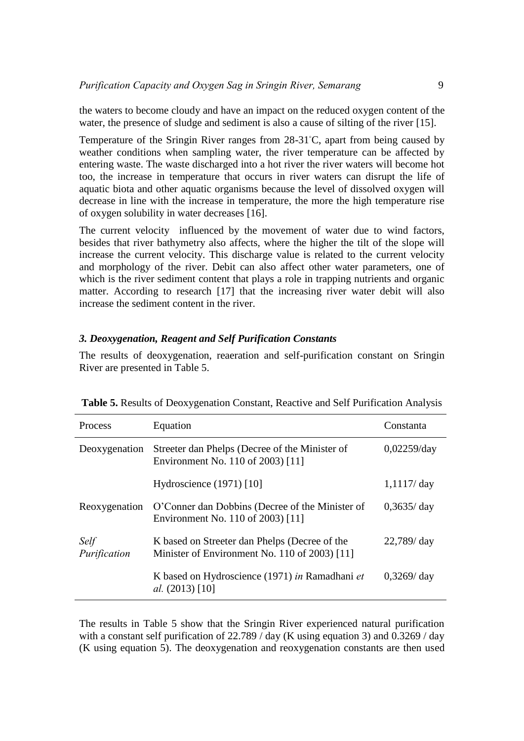the waters to become cloudy and have an impact on the reduced oxygen content of the water, the presence of sludge and sediment is also a cause of silting of the river [15].

Temperature of the Sringin River ranges from 28-31°C, apart from being caused by weather conditions when sampling water, the river temperature can be affected by entering waste. The waste discharged into a hot river the river waters will become hot too, the increase in temperature that occurs in river waters can disrupt the life of aquatic biota and other aquatic organisms because the level of dissolved oxygen will decrease in line with the increase in temperature, the more the high temperature rise of oxygen solubility in water decreases [16].

The current velocity influenced by the movement of water due to wind factors, besides that river bathymetry also affects, where the higher the tilt of the slope will increase the current velocity. This discharge value is related to the current velocity and morphology of the river. Debit can also affect other water parameters, one of which is the river sediment content that plays a role in trapping nutrients and organic matter. According to research [17] that the increasing river water debit will also increase the sediment content in the river.

### *3. Deoxygenation, Reagent and Self Purification Constants*

The results of deoxygenation, reaeration and self-purification constant on Sringin River are presented in Table 5.

**Table 5.** Results of Deoxygenation Constant, Reactive and Self Purification Analysis

| Process | Equation | Constanta |
|---|---|---|
| Deoxygenation | Streeter dan Phelps (Decree of the Minister of Environment No. 110 of 2003) [11] | 0,02259/day |
| | Hydroscience (1971) [10] | 1,1117/ day |
| Reoxygenation | O'Conner dan Dobbins (Decree of the Minister of Environment No. 110 of 2003) [11] | 0,3635/ day |
| *Self Purification* | K based on Streeter dan Phelps (Decree of the Minister of Environment No. 110 of 2003) [11] | 22,789/ day |
| | K based on Hydroscience (1971) *in* Ramadhani *et al.* (2013) [10] | 0,3269/ day |

The results in Table 5 show that the Sringin River experienced natural purification with a constant self purification of 22.789 / day (K using equation 3) and 0.3269 / day (K using equation 5). The deoxygenation and reoxygenation constants are then used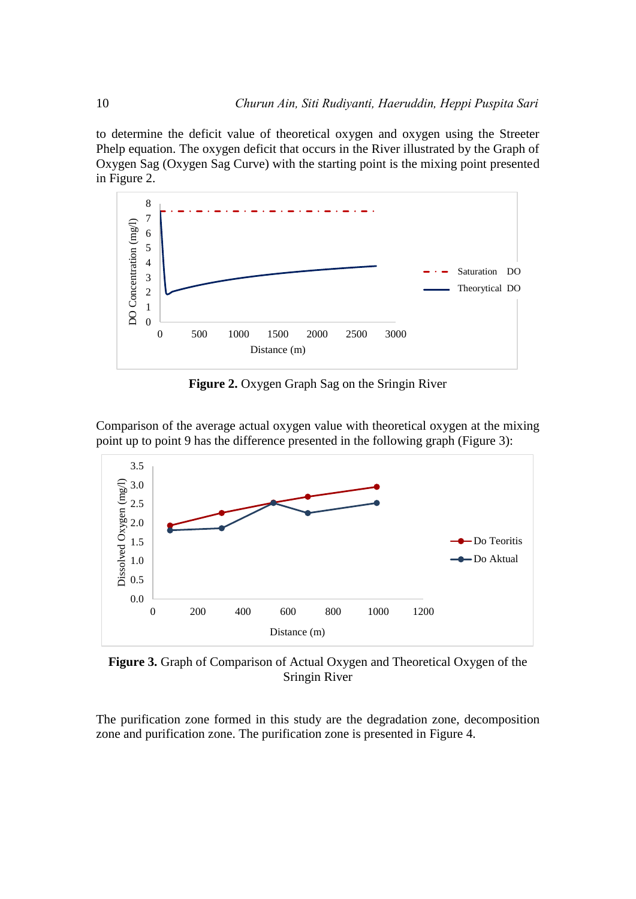to determine the deficit value of theoretical oxygen and oxygen using the Streeter Phelp equation. The oxygen deficit that occurs in the River illustrated by the Graph of Oxygen Sag (Oxygen Sag Curve) with the starting point is the mixing point presented in Figure 2.

**Figure 2.** Oxygen Graph Sag on the Sringin River

Comparison of the average actual oxygen value with theoretical oxygen at the mixing point up to point 9 has the difference presented in the following graph (Figure 3):

**Figure 3.** Graph of Comparison of Actual Oxygen and Theoretical Oxygen of the Sringin River

The purification zone formed in this study are the degradation zone, decomposition zone and purification zone. The purification zone is presented in Figure 4.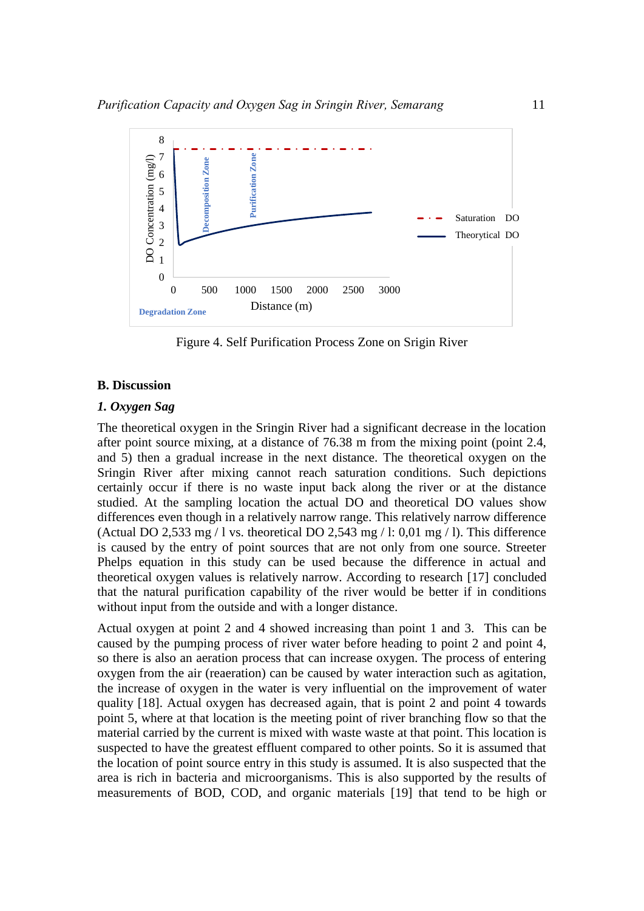Figure 4. Self Purification Process Zone on Srigin River

## B. Discussion

### *1. Oxygen Sag*

The theoretical oxygen in the Sringin River had a significant decrease in the location after point source mixing, at a distance of 76.38 m from the mixing point (point 2.4, and 5) then a gradual increase in the next distance. The theoretical oxygen on the Sringin River after mixing cannot reach saturation conditions. Such depictions certainly occur if there is no waste input back along the river or at the distance studied. At the sampling location the actual DO and theoretical DO values show differences even though in a relatively narrow range. This relatively narrow difference (Actual DO 2,533 mg / l vs. theoretical DO 2,543 mg / l: 0,01 mg / l). This difference is caused by the entry of point sources that are not only from one source. Streeter Phelps equation in this study can be used because the difference in actual and theoretical oxygen values is relatively narrow. According to research [17] concluded that the natural purification capability of the river would be better if in conditions without input from the outside and with a longer distance.

Actual oxygen at point 2 and 4 showed increasing than point 1 and 3. This can be caused by the pumping process of river water before heading to point 2 and point 4, so there is also an aeration process that can increase oxygen. The process of entering oxygen from the air (reaeration) can be caused by water interaction such as agitation, the increase of oxygen in the water is very influential on the improvement of water quality [18]. Actual oxygen has decreased again, that is point 2 and point 4 towards point 5, where at that location is the meeting point of river branching flow so that the material carried by the current is mixed with waste waste at that point. This location is suspected to have the greatest effluent compared to other points. So it is assumed that the location of point source entry in this study is assumed. It is also suspected that the area is rich in bacteria and microorganisms. This is also supported by the results of measurements of BOD, COD, and organic materials [19] that tend to be high or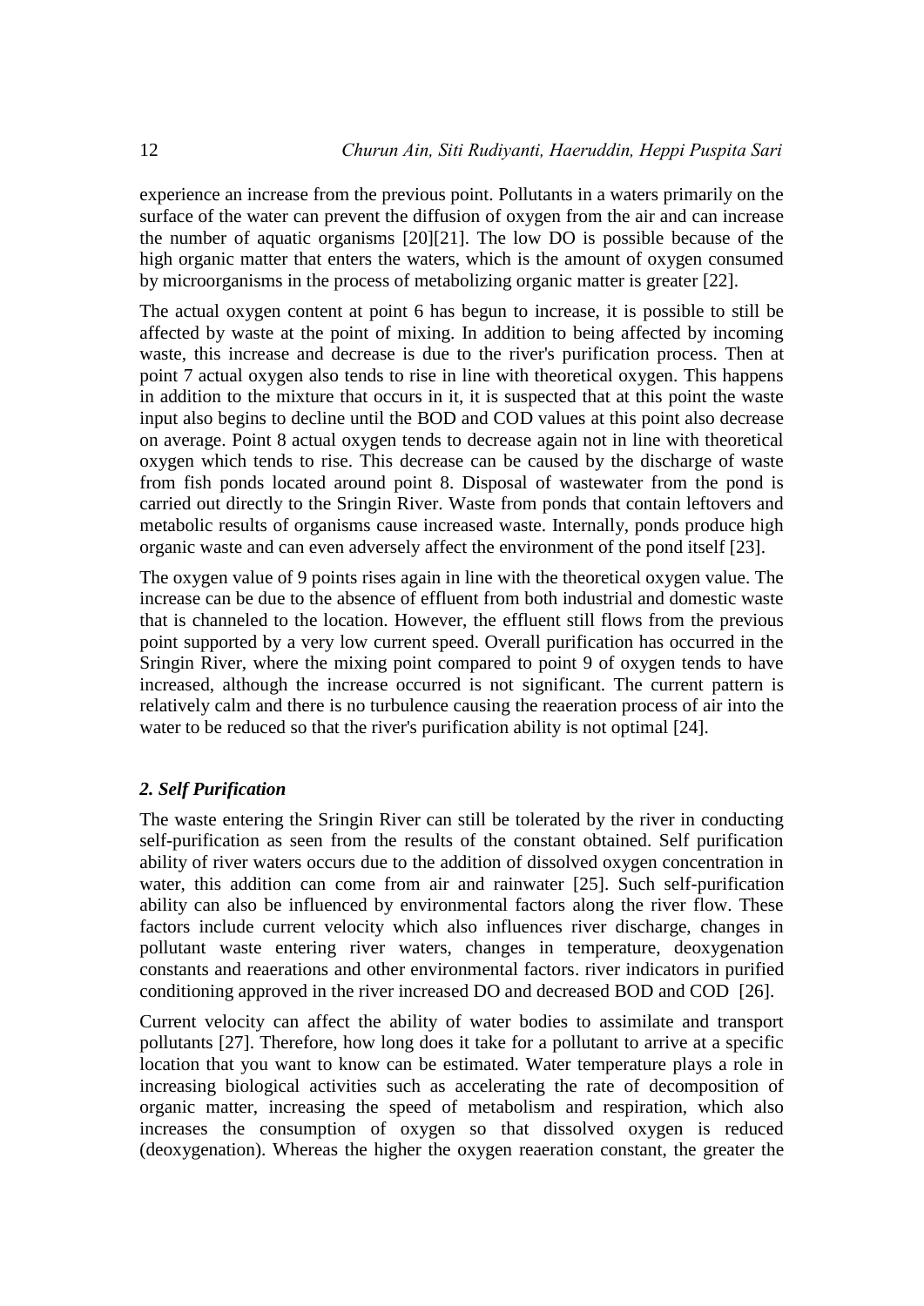experience an increase from the previous point. Pollutants in a waters primarily on the surface of the water can prevent the diffusion of oxygen from the air and can increase the number of aquatic organisms [20][21]. The low DO is possible because of the high organic matter that enters the waters, which is the amount of oxygen consumed by microorganisms in the process of metabolizing organic matter is greater [22].

The actual oxygen content at point 6 has begun to increase, it is possible to still be affected by waste at the point of mixing. In addition to being affected by incoming waste, this increase and decrease is due to the river's purification process. Then at point 7 actual oxygen also tends to rise in line with theoretical oxygen. This happens in addition to the mixture that occurs in it, it is suspected that at this point the waste input also begins to decline until the BOD and COD values at this point also decrease on average. Point 8 actual oxygen tends to decrease again not in line with theoretical oxygen which tends to rise. This decrease can be caused by the discharge of waste from fish ponds located around point 8. Disposal of wastewater from the pond is carried out directly to the Sringin River. Waste from ponds that contain leftovers and metabolic results of organisms cause increased waste. Internally, ponds produce high organic waste and can even adversely affect the environment of the pond itself [23].

The oxygen value of 9 points rises again in line with the theoretical oxygen value. The increase can be due to the absence of effluent from both industrial and domestic waste that is channeled to the location. However, the effluent still flows from the previous point supported by a very low current speed. Overall purification has occurred in the Sringin River, where the mixing point compared to point 9 of oxygen tends to have increased, although the increase occurred is not significant. The current pattern is relatively calm and there is no turbulence causing the reaeration process of air into the water to be reduced so that the river's purification ability is not optimal [24].

### *2. Self Purification*

The waste entering the Sringin River can still be tolerated by the river in conducting self-purification as seen from the results of the constant obtained. Self purification ability of river waters occurs due to the addition of dissolved oxygen concentration in water, this addition can come from air and rainwater [25]. Such self-purification ability can also be influenced by environmental factors along the river flow. These factors include current velocity which also influences river discharge, changes in pollutant waste entering river waters, changes in temperature, deoxygenation constants and reaerations and other environmental factors. river indicators in purified conditioning approved in the river increased DO and decreased BOD and COD [26].

Current velocity can affect the ability of water bodies to assimilate and transport pollutants [27]. Therefore, how long does it take for a pollutant to arrive at a specific location that you want to know can be estimated. Water temperature plays a role in increasing biological activities such as accelerating the rate of decomposition of organic matter, increasing the speed of metabolism and respiration, which also increases the consumption of oxygen so that dissolved oxygen is reduced (deoxygenation). Whereas the higher the oxygen reaeration constant, the greater the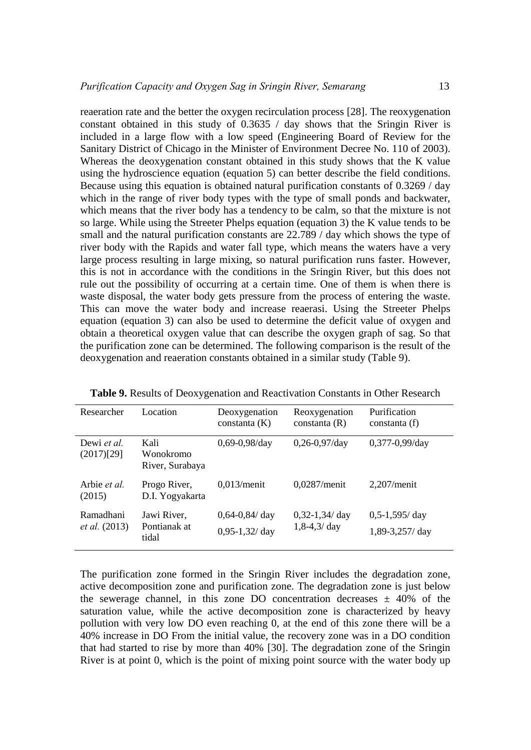reaeration rate and the better the oxygen recirculation process [28]. The reoxygenation constant obtained in this study of 0.3635 / day shows that the Sringin River is included in a large flow with a low speed (Engineering Board of Review for the Sanitary District of Chicago in the Minister of Environment Decree No. 110 of 2003). Whereas the deoxygenation constant obtained in this study shows that the K value using the hydroscience equation (equation 5) can better describe the field conditions. Because using this equation is obtained natural purification constants of 0.3269 / day which in the range of river body types with the type of small ponds and backwater, which means that the river body has a tendency to be calm, so that the mixture is not so large. While using the Streeter Phelps equation (equation 3) the K value tends to be small and the natural purification constants are 22.789 / day which shows the type of river body with the Rapids and water fall type, which means the waters have a very large process resulting in large mixing, so natural purification runs faster. However, this is not in accordance with the conditions in the Sringin River, but this does not rule out the possibility of occurring at a certain time. One of them is when there is waste disposal, the water body gets pressure from the process of entering the waste. This can move the water body and increase reaerasi. Using the Streeter Phelps equation (equation 3) can also be used to determine the deficit value of oxygen and obtain a theoretical oxygen value that can describe the oxygen graph of sag. So that the purification zone can be determined. The following comparison is the result of the deoxygenation and reaeration constants obtained in a similar study (Table 9).

**Table 9.** Results of Deoxygenation and Reactivation Constants in Other Research

| Researcher | Location | Deoxygenation constanta (K) | Reoxygenation constanta (R) | Purification constanta (f) |
|---|---|---|---|---|
| Dewi *et al.* (2017)[29] | Kali Wonokromo River, Surabaya | 0,69-0,98/day | 0,26-0,97/day | 0,377-0,99/day |
| Arbie *et al.* (2015) | Progo River, D.I. Yogyakarta | 0,013/menit | 0,0287/menit | 2,207/menit |
| Ramadhani *et al.* (2013) | Jawi River, Pontianak at tidal | 0,64-0,84/ day<br>0,95-1,32/ day | 0,32-1,34/ day<br>1,8-4,3/ day | 0,5-1,595/ day<br>1,89-3,257/ day |

The purification zone formed in the Sringin River includes the degradation zone, active decomposition zone and purification zone. The degradation zone is just below the sewerage channel, in this zone DO concentration decreases ± 40% of the saturation value, while the active decomposition zone is characterized by heavy pollution with very low DO even reaching 0, at the end of this zone there will be a 40% increase in DO From the initial value, the recovery zone was in a DO condition that had started to rise by more than 40% [30]. The degradation zone of the Sringin River is at point 0, which is the point of mixing point source with the water body up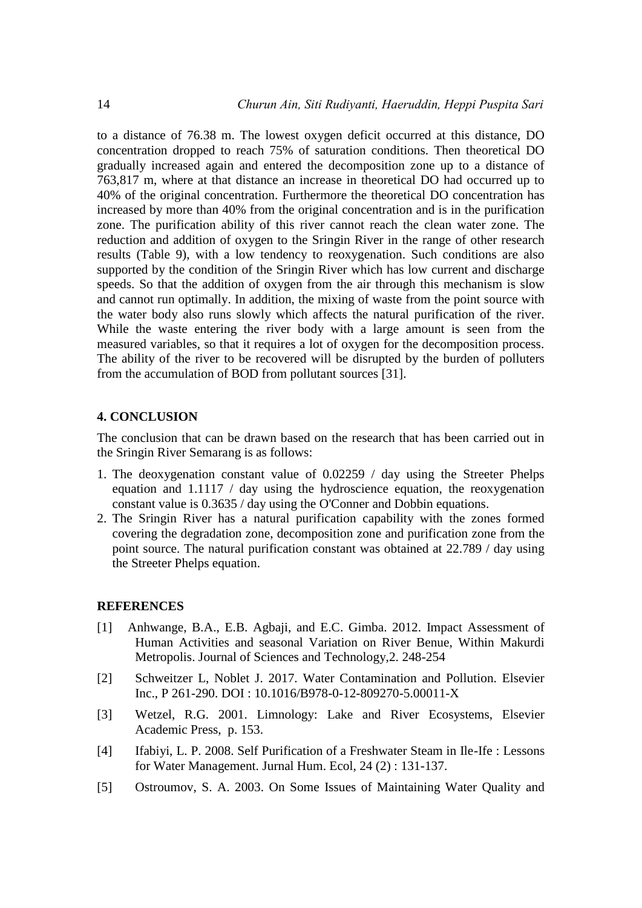to a distance of 76.38 m. The lowest oxygen deficit occurred at this distance, DO concentration dropped to reach 75% of saturation conditions. Then theoretical DO gradually increased again and entered the decomposition zone up to a distance of 763,817 m, where at that distance an increase in theoretical DO had occurred up to 40% of the original concentration. Furthermore the theoretical DO concentration has increased by more than 40% from the original concentration and is in the purification zone. The purification ability of this river cannot reach the clean water zone. The reduction and addition of oxygen to the Sringin River in the range of other research results (Table 9), with a low tendency to reoxygenation. Such conditions are also supported by the condition of the Sringin River which has low current and discharge speeds. So that the addition of oxygen from the air through this mechanism is slow and cannot run optimally. In addition, the mixing of waste from the point source with the water body also runs slowly which affects the natural purification of the river. While the waste entering the river body with a large amount is seen from the measured variables, so that it requires a lot of oxygen for the decomposition process. The ability of the river to be recovered will be disrupted by the burden of polluters from the accumulation of BOD from pollutant sources [31].

## 4. CONCLUSION

The conclusion that can be drawn based on the research that has been carried out in the Sringin River Semarang is as follows:

1. The deoxygenation constant value of 0.02259 / day using the Streeter Phelps equation and 1.1117 / day using the hydroscience equation, the reoxygenation constant value is 0.3635 / day using the O'Conner and Dobbin equations.
2. The Sringin River has a natural purification capability with the zones formed covering the degradation zone, decomposition zone and purification zone from the point source. The natural purification constant was obtained at 22.789 / day using the Streeter Phelps equation.

## REFERENCES

[1] Anhwange, B.A., E.B. Agbaji, and E.C. Gimba. 2012. Impact Assessment of Human Activities and seasonal Variation on River Benue, Within Makurdi Metropolis. Journal of Sciences and Technology,2. 248-254

[2] Schweitzer L, Noblet J. 2017. Water Contamination and Pollution. Elsevier Inc., P 261-290. DOI : 10.1016/B978-0-12-809270-5.00011-X

[3] Wetzel, R.G. 2001. Limnology: Lake and River Ecosystems, Elsevier Academic Press, p. 153.

[4] Ifabiyi, L. P. 2008. Self Purification of a Freshwater Steam in Ile-Ife : Lessons for Water Management. Jurnal Hum. Ecol, 24 (2) : 131-137.

[5] Ostroumov, S. A. 2003. On Some Issues of Maintaining Water Quality and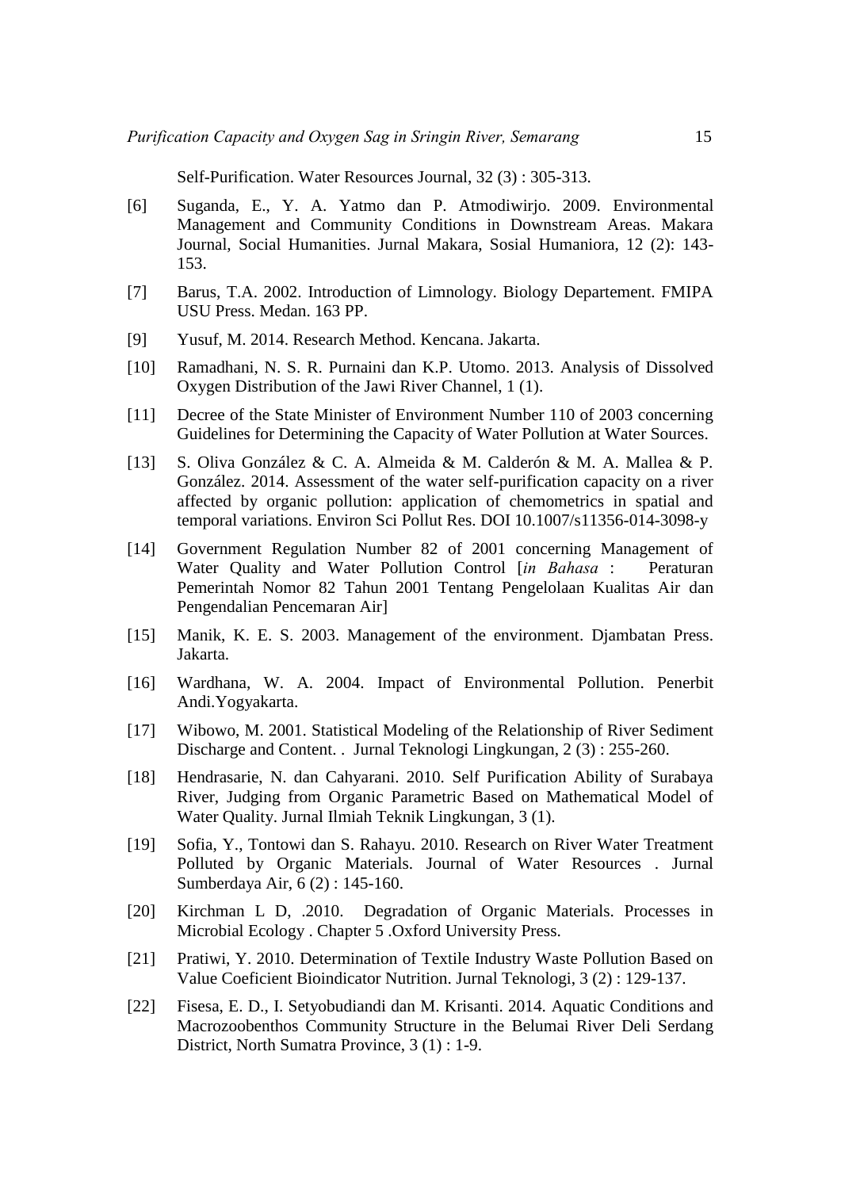Self-Purification. Water Resources Journal, 32 (3) : 305-313.

[6] Suganda, E., Y. A. Yatmo dan P. Atmodiwirjo. 2009. Environmental Management and Community Conditions in Downstream Areas. Makara Journal, Social Humanities. Jurnal Makara, Sosial Humaniora, 12 (2): 143-153.

[7] Barus, T.A. 2002. Introduction of Limnology. Biology Departement. FMIPA USU Press. Medan. 163 PP.

[9] Yusuf, M. 2014. Research Method. Kencana. Jakarta.

[10] Ramadhani, N. S. R. Purnaini dan K.P. Utomo. 2013. Analysis of Dissolved Oxygen Distribution of the Jawi River Channel, 1 (1).

[11] Decree of the State Minister of Environment Number 110 of 2003 concerning Guidelines for Determining the Capacity of Water Pollution at Water Sources.

[13] S. Oliva González & C. A. Almeida & M. Calderón & M. A. Mallea & P. González. 2014. Assessment of the water self-purification capacity on a river affected by organic pollution: application of chemometrics in spatial and temporal variations. Environ Sci Pollut Res. DOI 10.1007/s11356-014-3098-y

[14] Government Regulation Number 82 of 2001 concerning Management of Water Quality and Water Pollution Control [*in Bahasa* : Peraturan Pemerintah Nomor 82 Tahun 2001 Tentang Pengelolaan Kualitas Air dan Pengendalian Pencemaran Air]

[15] Manik, K. E. S. 2003. Management of the environment. Djambatan Press. Jakarta.

[16] Wardhana, W. A. 2004. Impact of Environmental Pollution. Penerbit Andi.Yogyakarta.

[17] Wibowo, M. 2001. Statistical Modeling of the Relationship of River Sediment Discharge and Content. . Jurnal Teknologi Lingkungan, 2 (3) : 255-260.

[18] Hendrasarie, N. dan Cahyarani. 2010. Self Purification Ability of Surabaya River, Judging from Organic Parametric Based on Mathematical Model of Water Quality. Jurnal Ilmiah Teknik Lingkungan, 3 (1).

[19] Sofia, Y., Tontowi dan S. Rahayu. 2010. Research on River Water Treatment Polluted by Organic Materials. Journal of Water Resources . Jurnal Sumberdaya Air, 6 (2) : 145-160.

[20] Kirchman L D, .2010. Degradation of Organic Materials. Processes in Microbial Ecology . Chapter 5 .Oxford University Press.

[21] Pratiwi, Y. 2010. Determination of Textile Industry Waste Pollution Based on Value Coeficient Bioindicator Nutrition. Jurnal Teknologi, 3 (2) : 129-137.

[22] Fisesa, E. D., I. Setyobudiandi dan M. Krisanti. 2014. Aquatic Conditions and Macrozoobenthos Community Structure in the Belumai River Deli Serdang District, North Sumatra Province, 3 (1) : 1-9.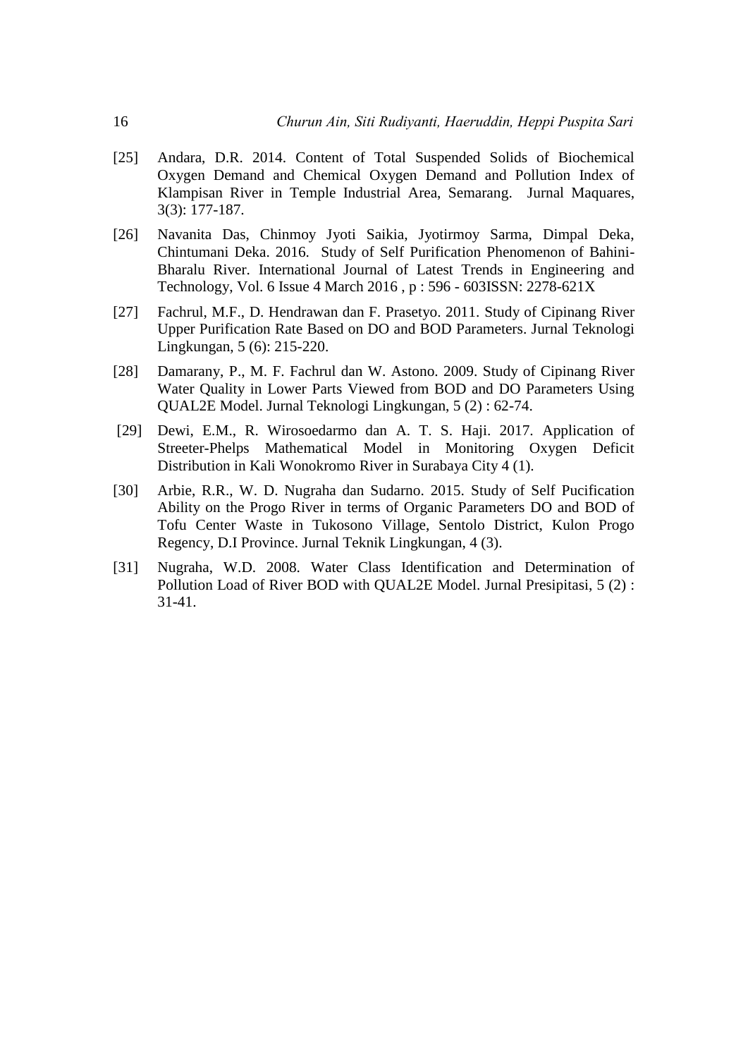[25] Andara, D.R. 2014. Content of Total Suspended Solids of Biochemical Oxygen Demand and Chemical Oxygen Demand and Pollution Index of Klampisan River in Temple Industrial Area, Semarang. Jurnal Maquares, 3(3): 177-187.

[26] Navanita Das, Chinmoy Jyoti Saikia, Jyotirmoy Sarma, Dimpal Deka, Chintumani Deka. 2016. Study of Self Purification Phenomenon of Bahini-Bharalu River. International Journal of Latest Trends in Engineering and Technology, Vol. 6 Issue 4 March 2016 , p : 596 - 603ISSN: 2278-621X

[27] Fachrul, M.F., D. Hendrawan dan F. Prasetyo. 2011. Study of Cipinang River Upper Purification Rate Based on DO and BOD Parameters. Jurnal Teknologi Lingkungan, 5 (6): 215-220.

[28] Damarany, P., M. F. Fachrul dan W. Astono. 2009. Study of Cipinang River Water Quality in Lower Parts Viewed from BOD and DO Parameters Using QUAL2E Model. Jurnal Teknologi Lingkungan, 5 (2) : 62-74.

[29] Dewi, E.M., R. Wirosoedarmo dan A. T. S. Haji. 2017. Application of Streeter-Phelps Mathematical Model in Monitoring Oxygen Deficit Distribution in Kali Wonokromo River in Surabaya City 4 (1).

[30] Arbie, R.R., W. D. Nugraha dan Sudarno. 2015. Study of Self Pucification Ability on the Progo River in terms of Organic Parameters DO and BOD of Tofu Center Waste in Tukosono Village, Sentolo District, Kulon Progo Regency, D.I Province. Jurnal Teknik Lingkungan, 4 (3).

[31] Nugraha, W.D. 2008. Water Class Identification and Determination of Pollution Load of River BOD with QUAL2E Model. Jurnal Presipitasi, 5 (2) : 31-41.